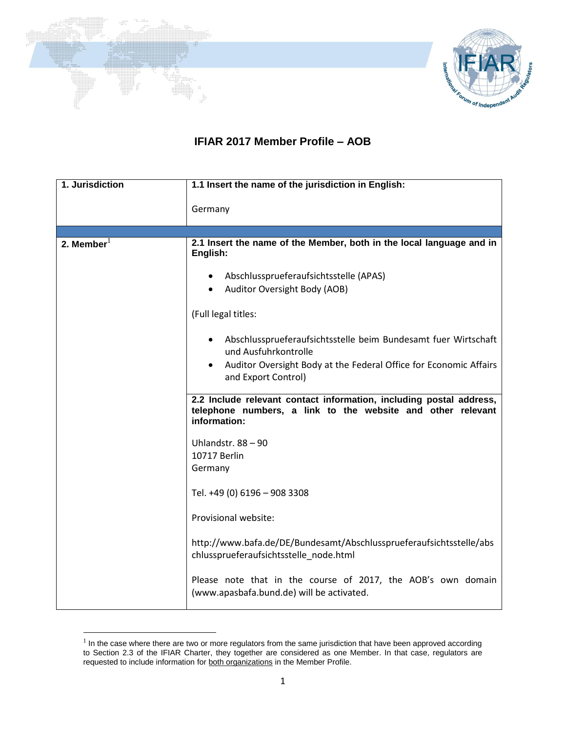# IFIAR 2017 Member Profile – AOB

| 1. Jurisdiction | 1.1 Insert the name of the jurisdiction in English:<br><br>Germany |
|---|---|
| | |
| 2. Member[1] | **2.1 Insert the name of the Member, both in the local language and in English:**<br><br>• Abschlussprueferaufsichtsstelle (APAS)<br>• Auditor Oversight Body (AOB)<br><br>(Full legal titles:<br><br>• Abschlussprueferaufsichtsstelle beim Bundesamt fuer Wirtschaft und Ausfuhrkontrolle<br>• Auditor Oversight Body at the Federal Office for Economic Affairs and Export Control) |
| | **2.2 Include relevant contact information, including postal address, telephone numbers, a link to the website and other relevant information:**<br><br>Uhlandstr. 88 – 90<br>10717 Berlin<br>Germany<br><br>Tel. +49 (0) 6196 – 908 3308<br><br>Provisional website:<br><br>http://www.bafa.de/DE/Bundesamt/Abschlussprueferaufsichtsstelle/abschlussprueferaufsichtsstelle_node.html<br><br>Please note that in the course of 2017, the AOB's own domain (www.apasbafa.bund.de) will be activated. |

[1] In the case where there are two or more regulators from the same jurisdiction that have been approved according to Section 2.3 of the IFIAR Charter, they together are considered as one Member. In that case, regulators are requested to include information for both organizations in the Member Profile.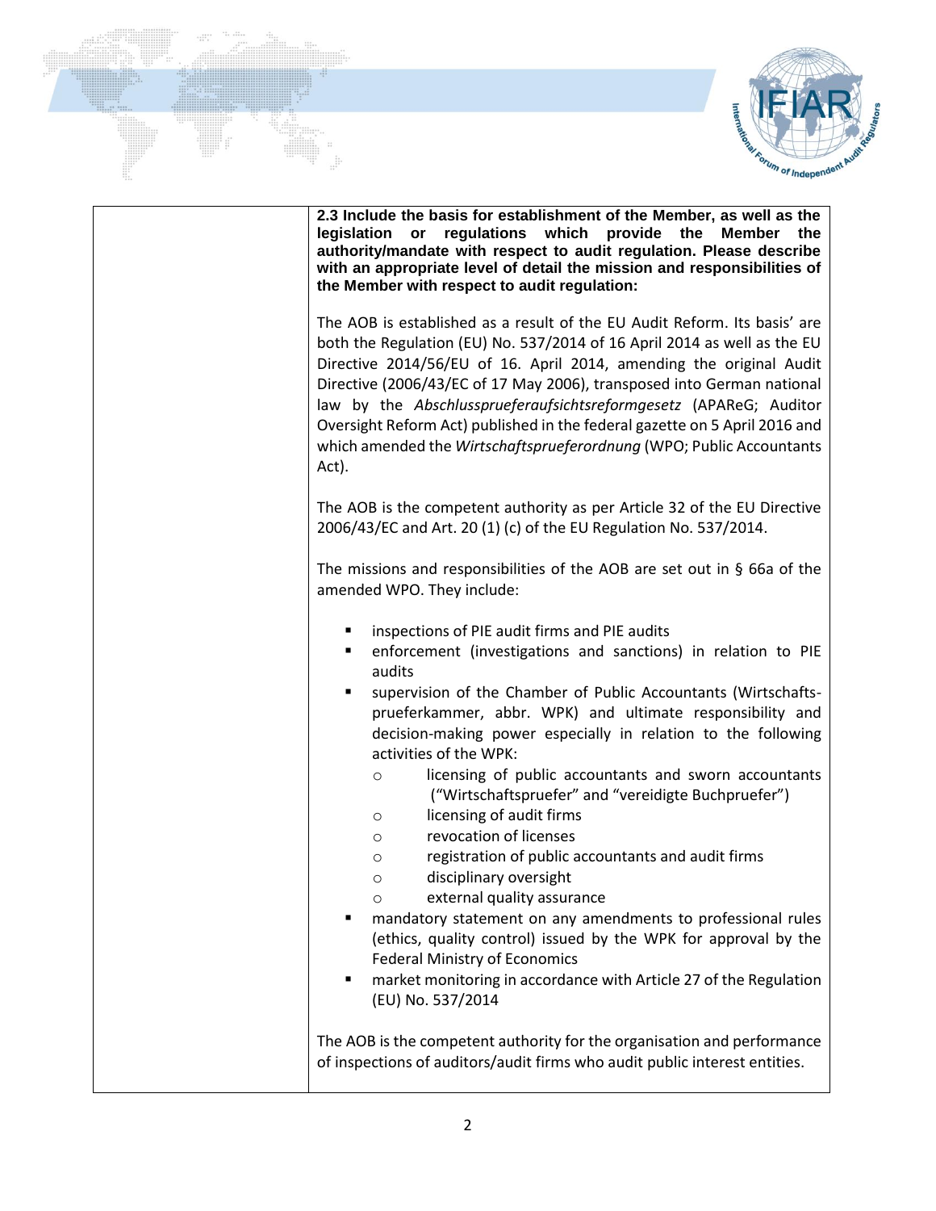**2.3 Include the basis for establishment of the Member, as well as the legislation or regulations which provide the Member the authority/mandate with respect to audit regulation. Please describe with an appropriate level of detail the mission and responsibilities of the Member with respect to audit regulation:**

The AOB is established as a result of the EU Audit Reform. Its basis' are both the Regulation (EU) No. 537/2014 of 16 April 2014 as well as the EU Directive 2014/56/EU of 16. April 2014, amending the original Audit Directive (2006/43/EC of 17 May 2006), transposed into German national law by the *Abschlusspruefer aufsichtsreformgesetz* (APAReG; Auditor Oversight Reform Act) published in the federal gazette on 5 April 2016 and which amended the *Wirtschaftsprueferordnung* (WPO; Public Accountants Act).

The AOB is the competent authority as per Article 32 of the EU Directive 2006/43/EC and Art. 20 (1) (c) of the EU Regulation No. 537/2014.

The missions and responsibilities of the AOB are set out in § 66a of the amended WPO. They include:

- inspections of PIE audit firms and PIE audits
- enforcement (investigations and sanctions) in relation to PIE audits
- supervision of the Chamber of Public Accountants (Wirtschafts-prueferkammer, abbr. WPK) and ultimate responsibility and decision-making power especially in relation to the following activities of the WPK:
  - licensing of public accountants and sworn accountants ("Wirtschaftspruefer" and "vereidigte Buchpruefer")
  - licensing of audit firms
  - revocation of licenses
  - registration of public accountants and audit firms
  - disciplinary oversight
  - external quality assurance
- mandatory statement on any amendments to professional rules (ethics, quality control) issued by the WPK for approval by the Federal Ministry of Economics
- market monitoring in accordance with Article 27 of the Regulation (EU) No. 537/2014

The AOB is the competent authority for the organisation and performance of inspections of auditors/audit firms who audit public interest entities.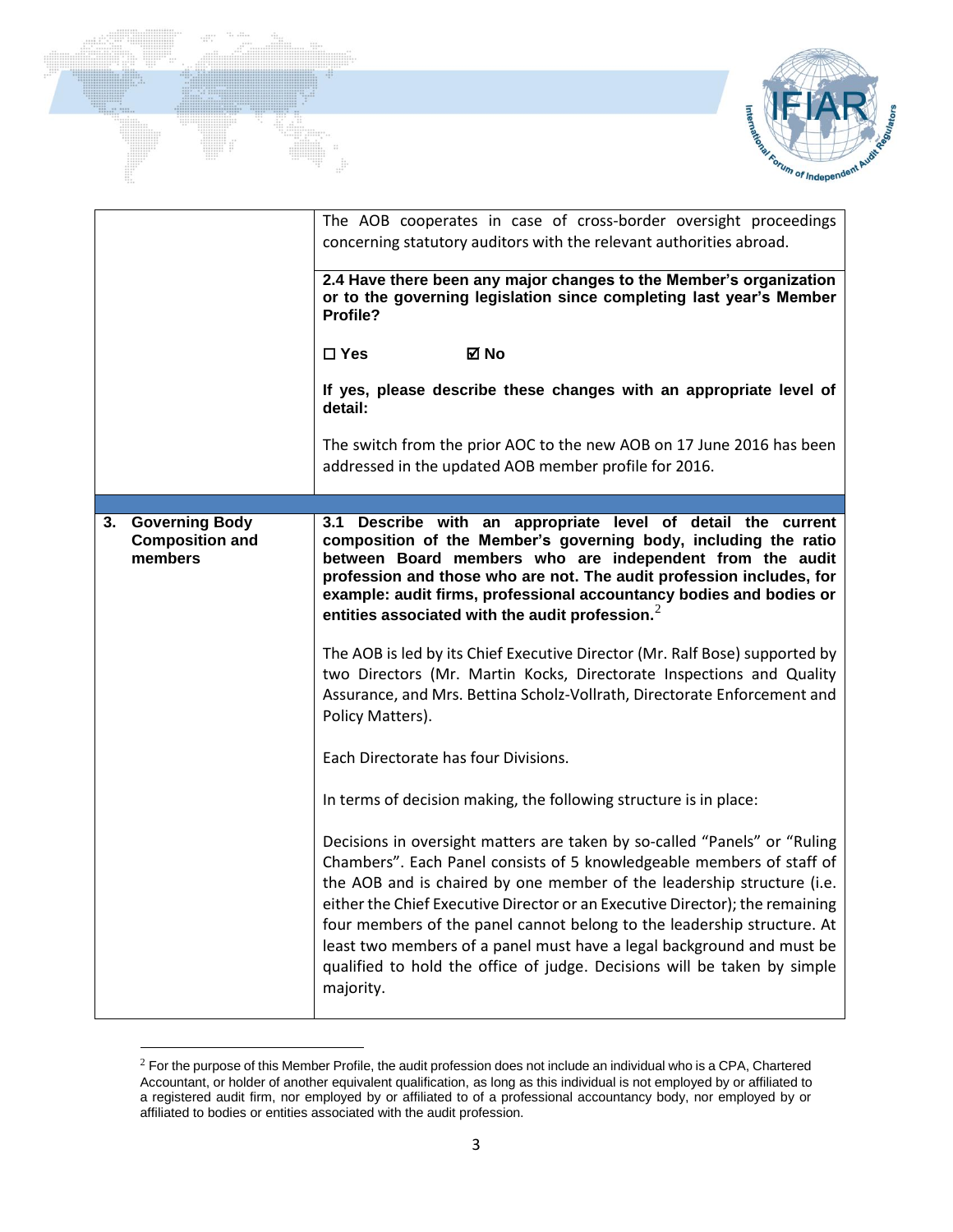| | |
|---|---|
| | The AOB cooperates in case of cross-border oversight proceedings concerning statutory auditors with the relevant authorities abroad.<br><br>**2.4 Have there been any major changes to the Member's organization or to the governing legislation since completing last year's Member Profile?**<br><br>**☐ Yes ☑ No**<br><br>**If yes, please describe these changes with an appropriate level of detail:**<br><br>The switch from the prior AOC to the new AOB on 17 June 2016 has been addressed in the updated AOB member profile for 2016. |
| | |
| **3. Governing Body Composition and members** | **3.1 Describe with an appropriate level of detail the current composition of the Member's governing body, including the ratio between Board members who are independent from the audit profession and those who are not. The audit profession includes, for example: audit firms, professional accountancy bodies and bodies or entities associated with the audit profession.**[2]<br><br>The AOB is led by its Chief Executive Director (Mr. Ralf Bose) supported by two Directors (Mr. Martin Kocks, Directorate Inspections and Quality Assurance, and Mrs. Bettina Scholz-Vollrath, Directorate Enforcement and Policy Matters).<br><br>Each Directorate has four Divisions.<br><br>In terms of decision making, the following structure is in place:<br><br>Decisions in oversight matters are taken by so-called "Panels" or "Ruling Chambers". Each Panel consists of 5 knowledgeable members of staff of the AOB and is chaired by one member of the leadership structure (i.e. either the Chief Executive Director or an Executive Director); the remaining four members of the panel cannot belong to the leadership structure. At least two members of a panel must have a legal background and must be qualified to hold the office of judge. Decisions will be taken by simple majority. |

[2] For the purpose of this Member Profile, the audit profession does not include an individual who is a CPA, Chartered Accountant, or holder of another equivalent qualification, as long as this individual is not employed by or affiliated to a registered audit firm, nor employed by or affiliated to of a professional accountancy body, nor employed by or affiliated to bodies or entities associated with the audit profession.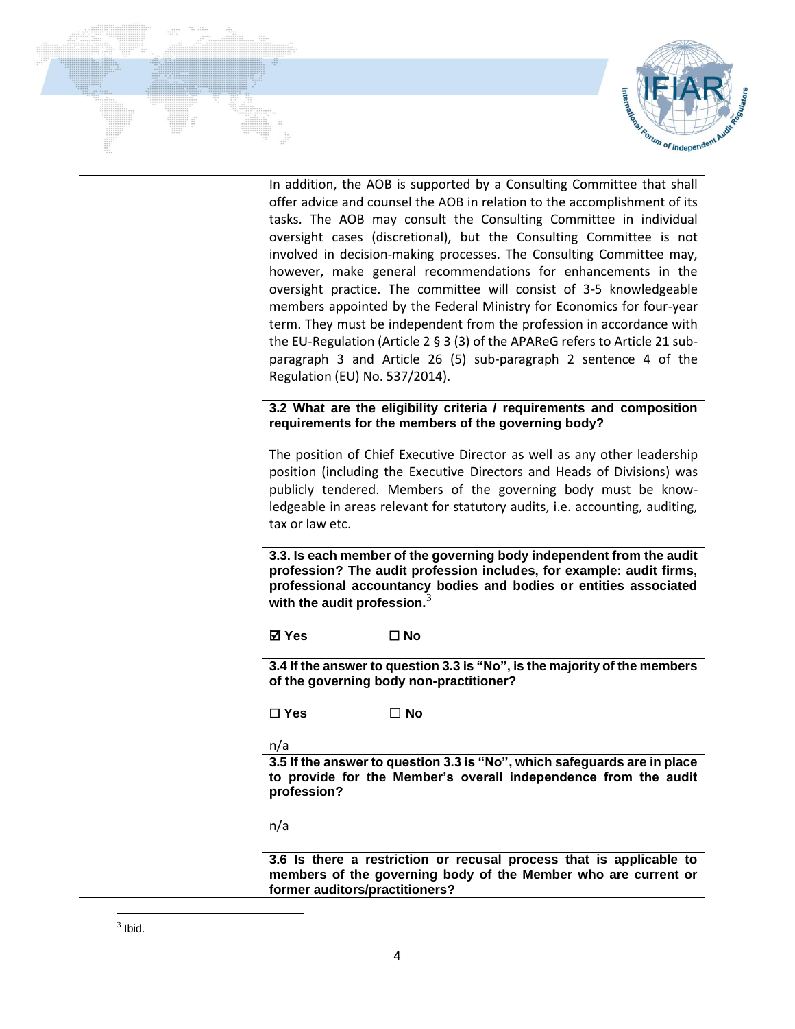In addition, the AOB is supported by a Consulting Committee that shall offer advice and counsel the AOB in relation to the accomplishment of its tasks. The AOB may consult the Consulting Committee in individual oversight cases (discretional), but the Consulting Committee is not involved in decision-making processes. The Consulting Committee may, however, make general recommendations for enhancements in the oversight practice. The committee will consist of 3-5 knowledgeable members appointed by the Federal Ministry for Economics for four-year term. They must be independent from the profession in accordance with the EU-Regulation (Article 2 § 3 (3) of the APAReG refers to Article 21 sub-paragraph 3 and Article 26 (5) sub-paragraph 2 sentence 4 of the Regulation (EU) No. 537/2014).

**3.2 What are the eligibility criteria / requirements and composition requirements for the members of the governing body?**

The position of Chief Executive Director as well as any other leadership position (including the Executive Directors and Heads of Divisions) was publicly tendered. Members of the governing body must be knowledgeable in areas relevant for statutory audits, i.e. accounting, auditing, tax or law etc.

**3.3. Is each member of the governing body independent from the audit profession? The audit profession includes, for example: audit firms, professional accountancy bodies and bodies or entities associated with the audit profession.**[3]

**☑ Yes** **☐ No**

**3.4 If the answer to question 3.3 is "No", is the majority of the members of the governing body non-practitioner?**

**☐ Yes** **☐ No**

n/a

**3.5 If the answer to question 3.3 is "No", which safeguards are in place to provide for the Member's overall independence from the audit profession?**

n/a

**3.6 Is there a restriction or recusal process that is applicable to members of the governing body of the Member who are current or former auditors/practitioners?**

---

[3] Ibid.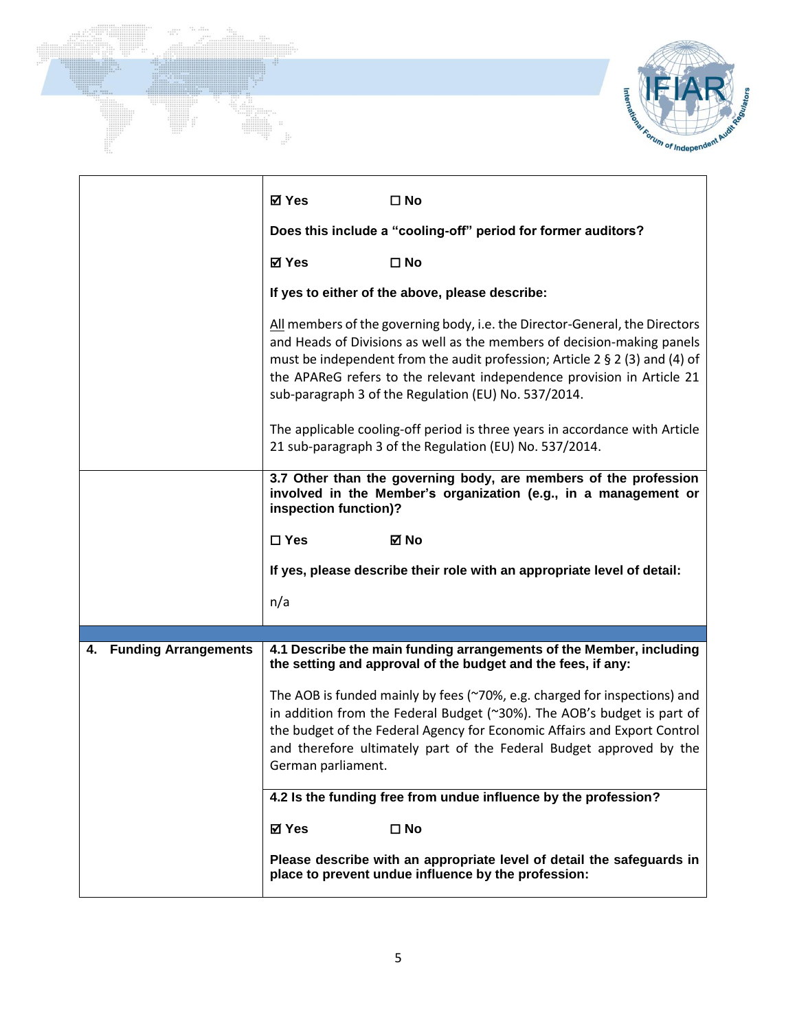| | |
|---|---|
| | ☑ **Yes** ☐ **No**<br><br>**Does this include a "cooling-off" period for former auditors?**<br><br>☑ **Yes** ☐ **No**<br><br>**If yes to either of the above, please describe:**<br><br><u>All</u> members of the governing body, i.e. the Director-General, the Directors and Heads of Divisions as well as the members of decision-making panels must be independent from the audit profession; Article 2 § 2 (3) and (4) of the APAReG refers to the relevant independence provision in Article 21 sub-paragraph 3 of the Regulation (EU) No. 537/2014.<br><br>The applicable cooling-off period is three years in accordance with Article 21 sub-paragraph 3 of the Regulation (EU) No. 537/2014. |
| | **3.7 Other than the governing body, are members of the profession involved in the Member's organization (e.g., in a management or inspection function)?**<br><br>☐ **Yes** ☑ **No**<br><br>**If yes, please describe their role with an appropriate level of detail:**<br><br>n/a |
| | |
| **4. Funding Arrangements** | **4.1 Describe the main funding arrangements of the Member, including the setting and approval of the budget and the fees, if any:**<br><br>The AOB is funded mainly by fees (~70%, e.g. charged for inspections) and in addition from the Federal Budget (~30%). The AOB's budget is part of the budget of the Federal Agency for Economic Affairs and Export Control and therefore ultimately part of the Federal Budget approved by the German parliament. |
| | **4.2 Is the funding free from undue influence by the profession?**<br><br>☑ **Yes** ☐ **No**<br><br>**Please describe with an appropriate level of detail the safeguards in place to prevent undue influence by the profession:** |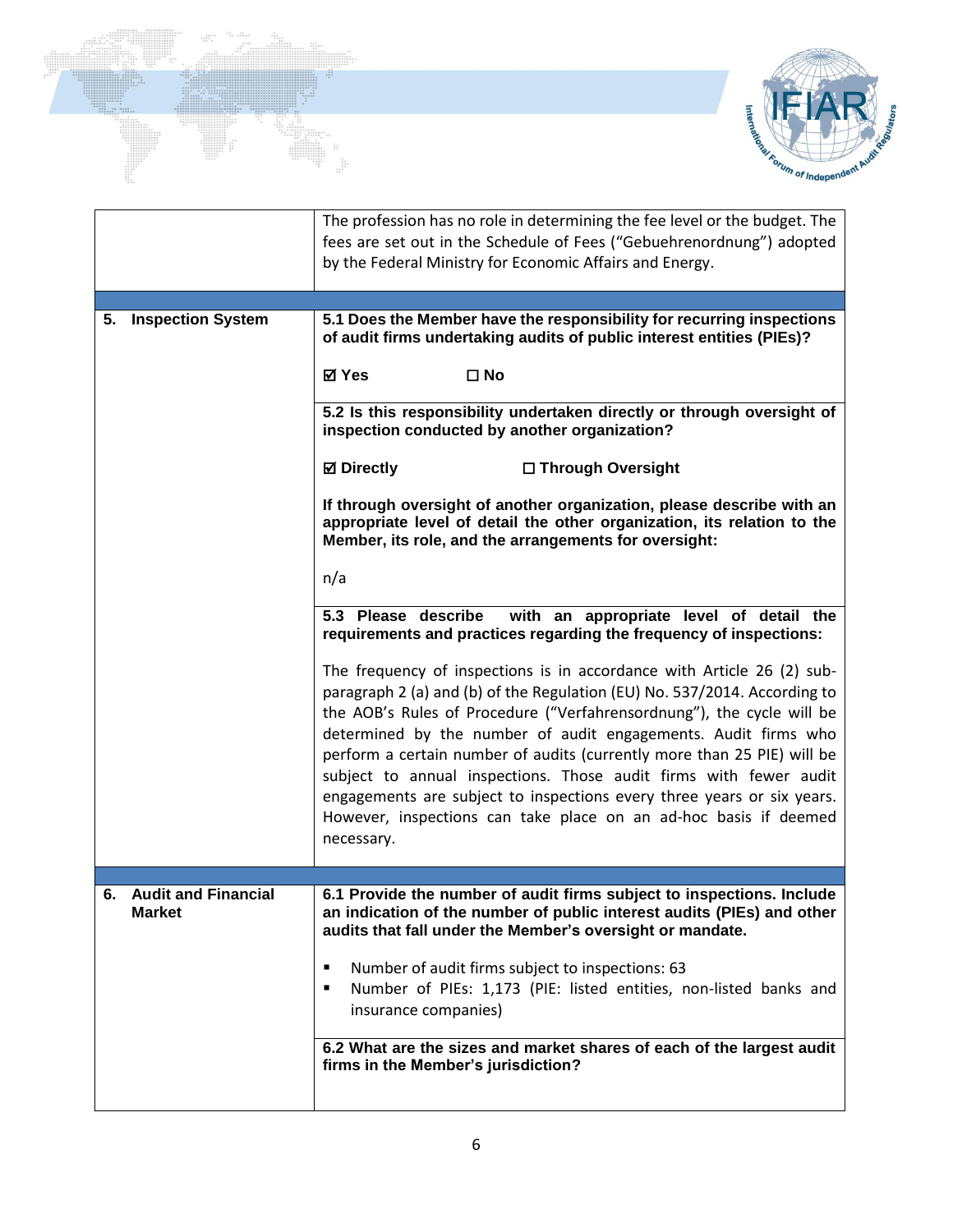| | |
|---|---|
| | The profession has no role in determining the fee level or the budget. The fees are set out in the Schedule of Fees ("Gebuehrenordnung") adopted by the Federal Ministry for Economic Affairs and Energy. |
| **5. Inspection System** | **5.1 Does the Member have the responsibility for recurring inspections of audit firms undertaking audits of public interest entities (PIEs)?**<br><br>**☑ Yes ☐ No** |
| | **5.2 Is this responsibility undertaken directly or through oversight of inspection conducted by another organization?**<br><br>**☑ Directly ☐ Through Oversight**<br><br>**If through oversight of another organization, please describe with an appropriate level of detail the other organization, its relation to the Member, its role, and the arrangements for oversight:**<br><br>n/a |
| | **5.3 Please describe with an appropriate level of detail the requirements and practices regarding the frequency of inspections:**<br><br>The frequency of inspections is in accordance with Article 26 (2) sub-paragraph 2 (a) and (b) of the Regulation (EU) No. 537/2014. According to the AOB's Rules of Procedure ("Verfahrensordnung"), the cycle will be determined by the number of audit engagements. Audit firms who perform a certain number of audits (currently more than 25 PIE) will be subject to annual inspections. Those audit firms with fewer audit engagements are subject to inspections every three years or six years. However, inspections can take place on an ad-hoc basis if deemed necessary. |
| **6. Audit and Financial Market** | **6.1 Provide the number of audit firms subject to inspections. Include an indication of the number of public interest audits (PIEs) and other audits that fall under the Member's oversight or mandate.**<br><br>▪ Number of audit firms subject to inspections: 63<br>▪ Number of PIEs: 1,173 (PIE: listed entities, non-listed banks and insurance companies) |
| | **6.2 What are the sizes and market shares of each of the largest audit firms in the Member's jurisdiction?** |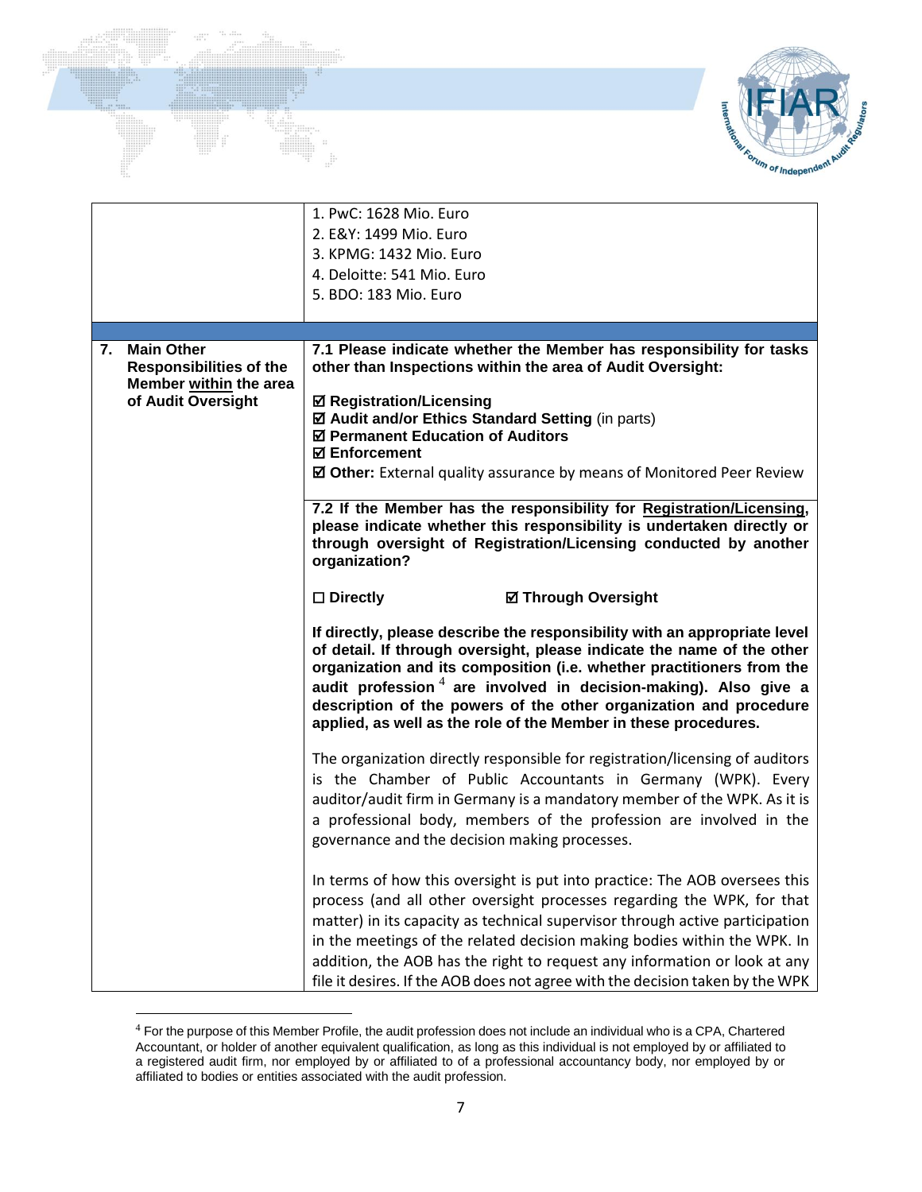| | |
|---|---|
| | 1. PwC: 1628 Mio. Euro<br>2. E&Y: 1499 Mio. Euro<br>3. KPMG: 1432 Mio. Euro<br>4. Deloitte: 541 Mio. Euro<br>5. BDO: 183 Mio. Euro |
| | |
| **7. Main Other Responsibilities of the Member within the area of Audit Oversight** | **7.1 Please indicate whether the Member has responsibility for tasks other than Inspections within the area of Audit Oversight:**<br><br>☑ **Registration/Licensing**<br>☑ **Audit and/or Ethics Standard Setting** (in parts)<br>☑ **Permanent Education of Auditors**<br>☑ **Enforcement**<br>☑ **Other:** External quality assurance by means of Monitored Peer Review |
| | **7.2 If the Member has the responsibility for Registration/Licensing, please indicate whether this responsibility is undertaken directly or through oversight of Registration/Licensing conducted by another organization?**<br><br>☐ **Directly** ☑ **Through Oversight**<br><br>**If directly, please describe the responsibility with an appropriate level of detail. If through oversight, please indicate the name of the other organization and its composition (i.e. whether practitioners from the audit profession[4] are involved in decision-making). Also give a description of the powers of the other organization and procedure applied, as well as the role of the Member in these procedures.**<br><br>The organization directly responsible for registration/licensing of auditors is the Chamber of Public Accountants in Germany (WPK). Every auditor/audit firm in Germany is a mandatory member of the WPK. As it is a professional body, members of the profession are involved in the governance and the decision making processes.<br><br>In terms of how this oversight is put into practice: The AOB oversees this process (and all other oversight processes regarding the WPK, for that matter) in its capacity as technical supervisor through active participation in the meetings of the related decision making bodies within the WPK. In addition, the AOB has the right to request any information or look at any file it desires. If the AOB does not agree with the decision taken by the WPK |

[4] For the purpose of this Member Profile, the audit profession does not include an individual who is a CPA, Chartered Accountant, or holder of another equivalent qualification, as long as this individual is not employed by or affiliated to a registered audit firm, nor employed by or affiliated to of a professional accountancy body, nor employed by or affiliated to bodies or entities associated with the audit profession.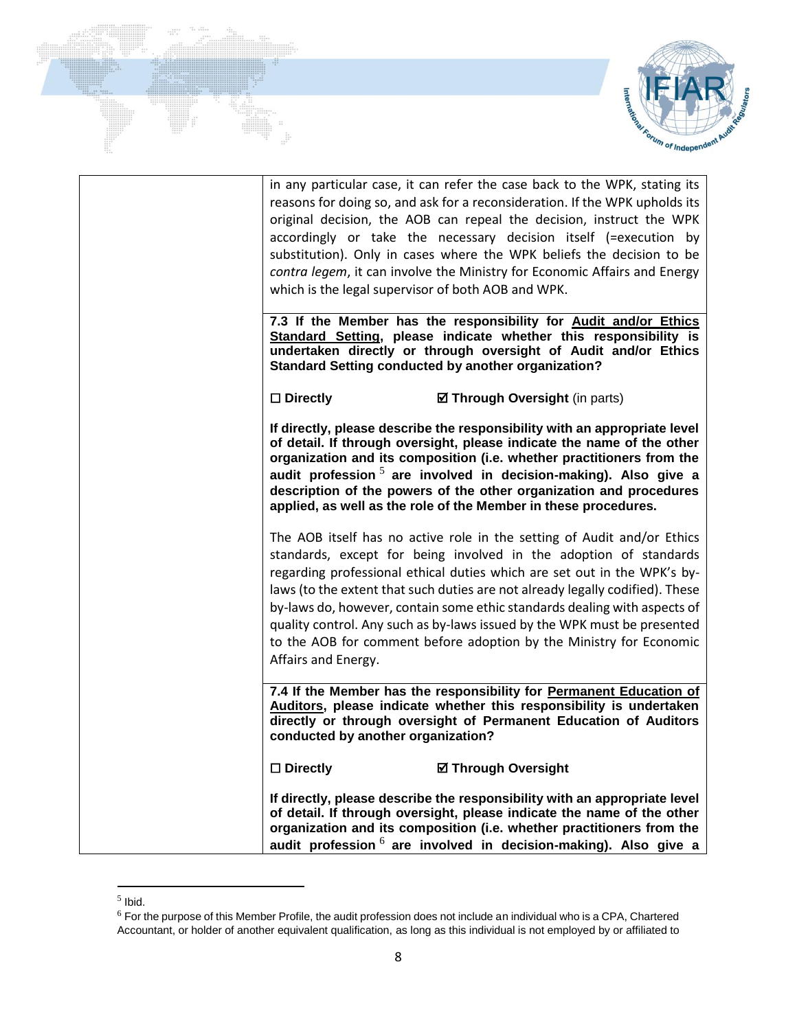| | |
|---|---|
| | in any particular case, it can refer the case back to the WPK, stating its reasons for doing so, and ask for a reconsideration. If the WPK upholds its original decision, the AOB can repeal the decision, instruct the WPK accordingly or take the necessary decision itself (=execution by substitution). Only in cases where the WPK beliefs the decision to be *contra legem*, it can involve the Ministry for Economic Affairs and Energy which is the legal supervisor of both AOB and WPK. |
| | **7.3 If the Member has the responsibility for <u>Audit and/or Ethics Standard Setting</u>, please indicate whether this responsibility is undertaken directly or through oversight of Audit and/or Ethics Standard Setting conducted by another organization?**<br><br>☐ **Directly** ☑ **Through Oversight** (in parts)<br><br>**If directly, please describe the responsibility with an appropriate level of detail. If through oversight, please indicate the name of the other organization and its composition (i.e. whether practitioners from the audit profession [5] are involved in decision-making). Also give a description of the powers of the other organization and procedures applied, as well as the role of the Member in these procedures.**<br><br>The AOB itself has no active role in the setting of Audit and/or Ethics standards, except for being involved in the adoption of standards regarding professional ethical duties which are set out in the WPK's by-laws (to the extent that such duties are not already legally codified). These by-laws do, however, contain some ethic standards dealing with aspects of quality control. Any such as by-laws issued by the WPK must be presented to the AOB for comment before adoption by the Ministry for Economic Affairs and Energy. |
| | **7.4 If the Member has the responsibility for <u>Permanent Education of Auditors</u>, please indicate whether this responsibility is undertaken directly or through oversight of Permanent Education of Auditors conducted by another organization?**<br><br>☐ **Directly** ☑ **Through Oversight**<br><br>**If directly, please describe the responsibility with an appropriate level of detail. If through oversight, please indicate the name of the other organization and its composition (i.e. whether practitioners from the audit profession [6] are involved in decision-making). Also give a** |

[5] Ibid.

[6] For the purpose of this Member Profile, the audit profession does not include an individual who is a CPA, Chartered Accountant, or holder of another equivalent qualification, as long as this individual is not employed by or affiliated to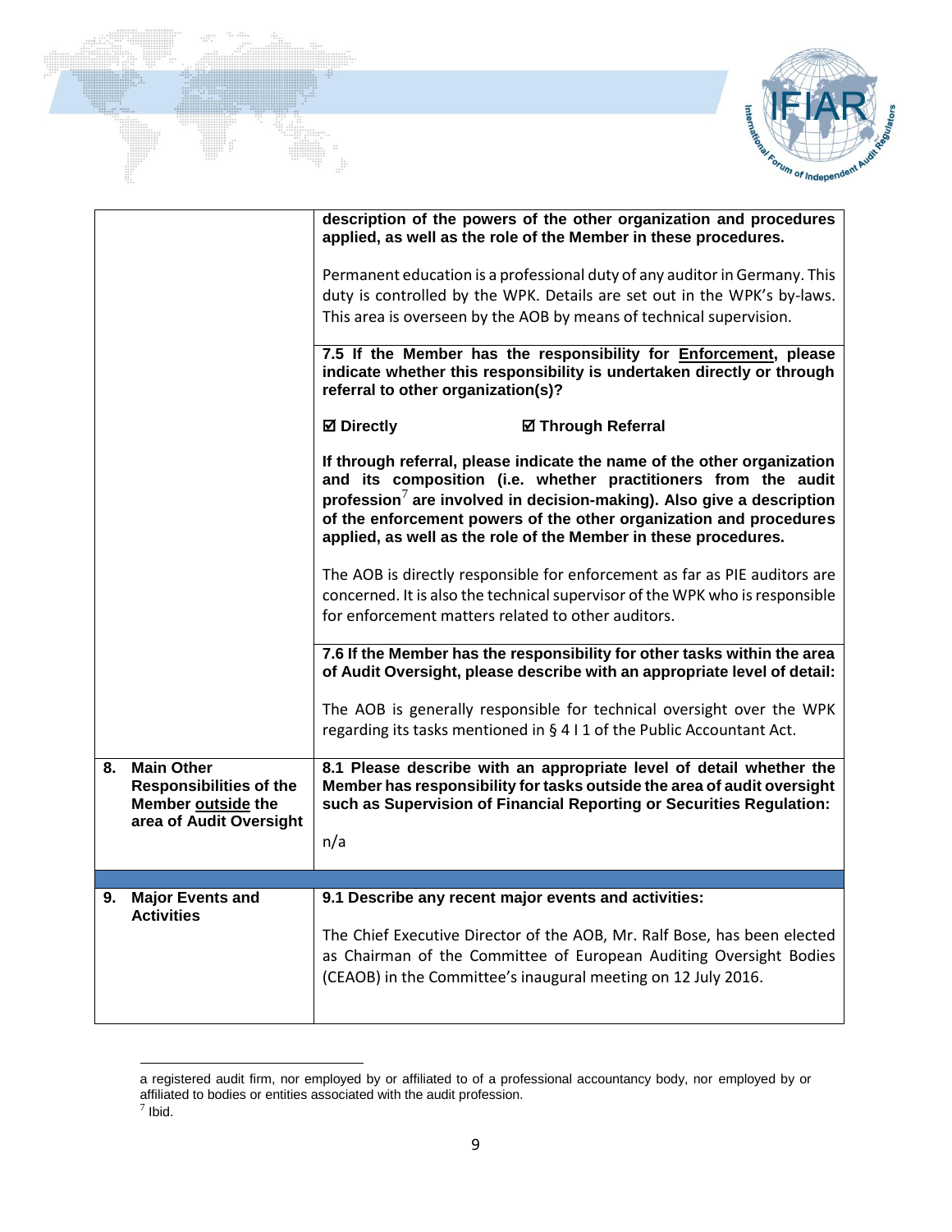| | |
|---|---|
| | **description of the powers of the other organization and procedures applied, as well as the role of the Member in these procedures.**<br><br>Permanent education is a professional duty of any auditor in Germany. This duty is controlled by the WPK. Details are set out in the WPK's by-laws. This area is overseen by the AOB by means of technical supervision. |
| | **7.5 If the Member has the responsibility for Enforcement, please indicate whether this responsibility is undertaken directly or through referral to other organization(s)?**<br><br>**☑ Directly** **☑ Through Referral**<br><br>**If through referral, please indicate the name of the other organization and its composition (i.e. whether practitioners from the audit profession[7] are involved in decision-making). Also give a description of the enforcement powers of the other organization and procedures applied, as well as the role of the Member in these procedures.**<br><br>The AOB is directly responsible for enforcement as far as PIE auditors are concerned. It is also the technical supervisor of the WPK who is responsible for enforcement matters related to other auditors. |
| | **7.6 If the Member has the responsibility for other tasks within the area of Audit Oversight, please describe with an appropriate level of detail:**<br><br>The AOB is generally responsible for technical oversight over the WPK regarding its tasks mentioned in § 4 I 1 of the Public Accountant Act. |
| **8. Main Other Responsibilities of the Member outside the area of Audit Oversight** | **8.1 Please describe with an appropriate level of detail whether the Member has responsibility for tasks outside the area of audit oversight such as Supervision of Financial Reporting or Securities Regulation:**<br><br>n/a |
| | |
| **9. Major Events and Activities** | **9.1 Describe any recent major events and activities:**<br><br>The Chief Executive Director of the AOB, Mr. Ralf Bose, has been elected as Chairman of the Committee of European Auditing Oversight Bodies (CEAOB) in the Committee's inaugural meeting on 12 July 2016. |

a registered audit firm, nor employed by or affiliated to of a professional accountancy body, nor employed by or affiliated to bodies or entities associated with the audit profession.

[7] Ibid.